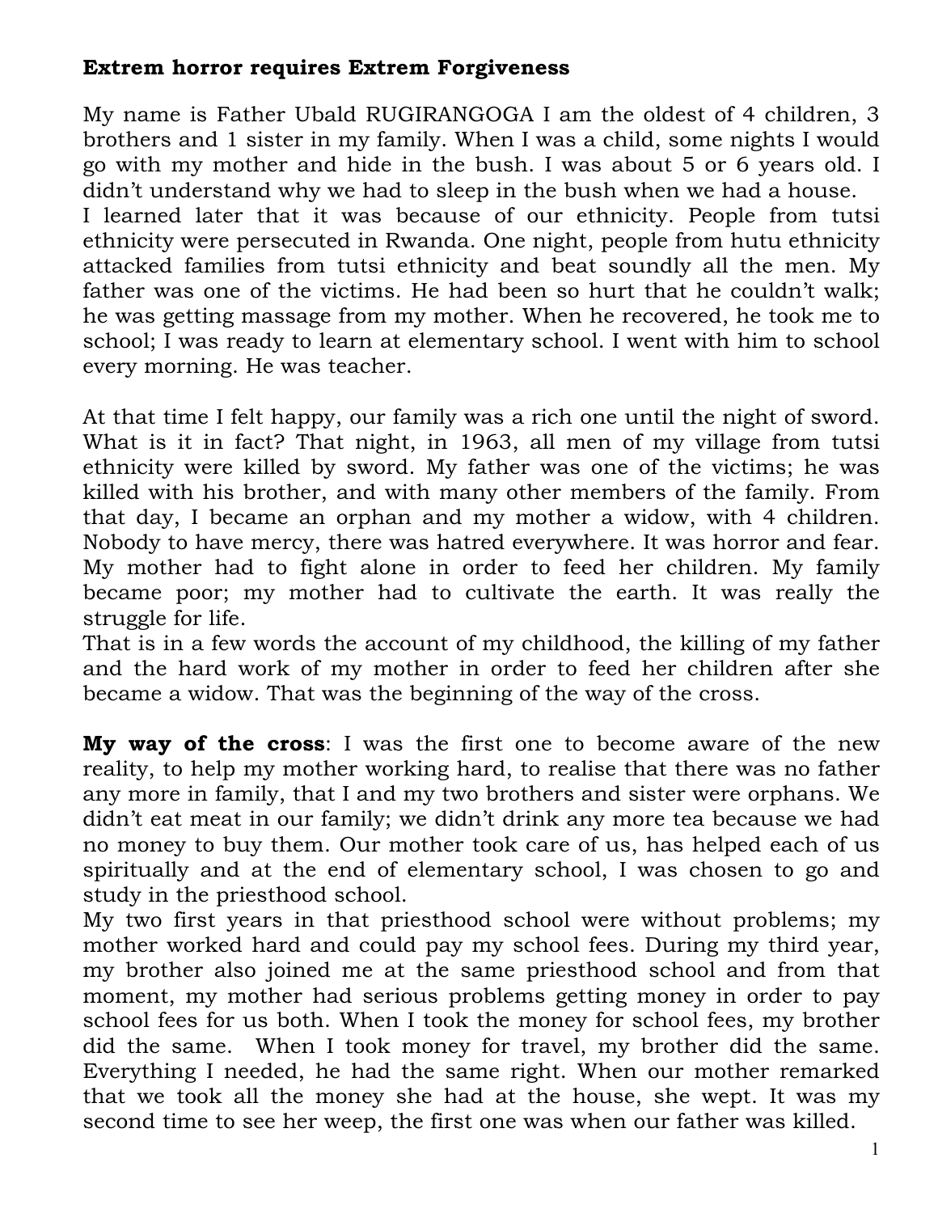**Extrem horror requires Extrem Forgiveness**

My name is Father Ubald RUGIRANGOGA I am the oldest of 4 children, 3 brothers and 1 sister in my family. When I was a child, some nights I would go with my mother and hide in the bush. I was about 5 or 6 years old. I didn't understand why we had to sleep in the bush when we had a house.
I learned later that it was because of our ethnicity. People from tutsi ethnicity were persecuted in Rwanda. One night, people from hutu ethnicity attacked families from tutsi ethnicity and beat soundly all the men. My father was one of the victims. He had been so hurt that he couldn't walk; he was getting massage from my mother. When he recovered, he took me to school; I was ready to learn at elementary school. I went with him to school every morning. He was teacher.

At that time I felt happy, our family was a rich one until the night of sword. What is it in fact? That night, in 1963, all men of my village from tutsi ethnicity were killed by sword. My father was one of the victims; he was killed with his brother, and with many other members of the family. From that day, I became an orphan and my mother a widow, with 4 children. Nobody to have mercy, there was hatred everywhere. It was horror and fear. My mother had to fight alone in order to feed her children. My family became poor; my mother had to cultivate the earth. It was really the struggle for life.
That is in a few words the account of my childhood, the killing of my father and the hard work of my mother in order to feed her children after she became a widow. That was the beginning of the way of the cross.

**My way of the cross**: I was the first one to become aware of the new reality, to help my mother working hard, to realise that there was no father any more in family, that I and my two brothers and sister were orphans. We didn't eat meat in our family; we didn't drink any more tea because we had no money to buy them. Our mother took care of us, has helped each of us spiritually and at the end of elementary school, I was chosen to go and study in the priesthood school.
My two first years in that priesthood school were without problems; my mother worked hard and could pay my school fees. During my third year, my brother also joined me at the same priesthood school and from that moment, my mother had serious problems getting money in order to pay school fees for us both. When I took the money for school fees, my brother did the same. When I took money for travel, my brother did the same. Everything I needed, he had the same right. When our mother remarked that we took all the money she had at the house, she wept. It was my second time to see her weep, the first one was when our father was killed.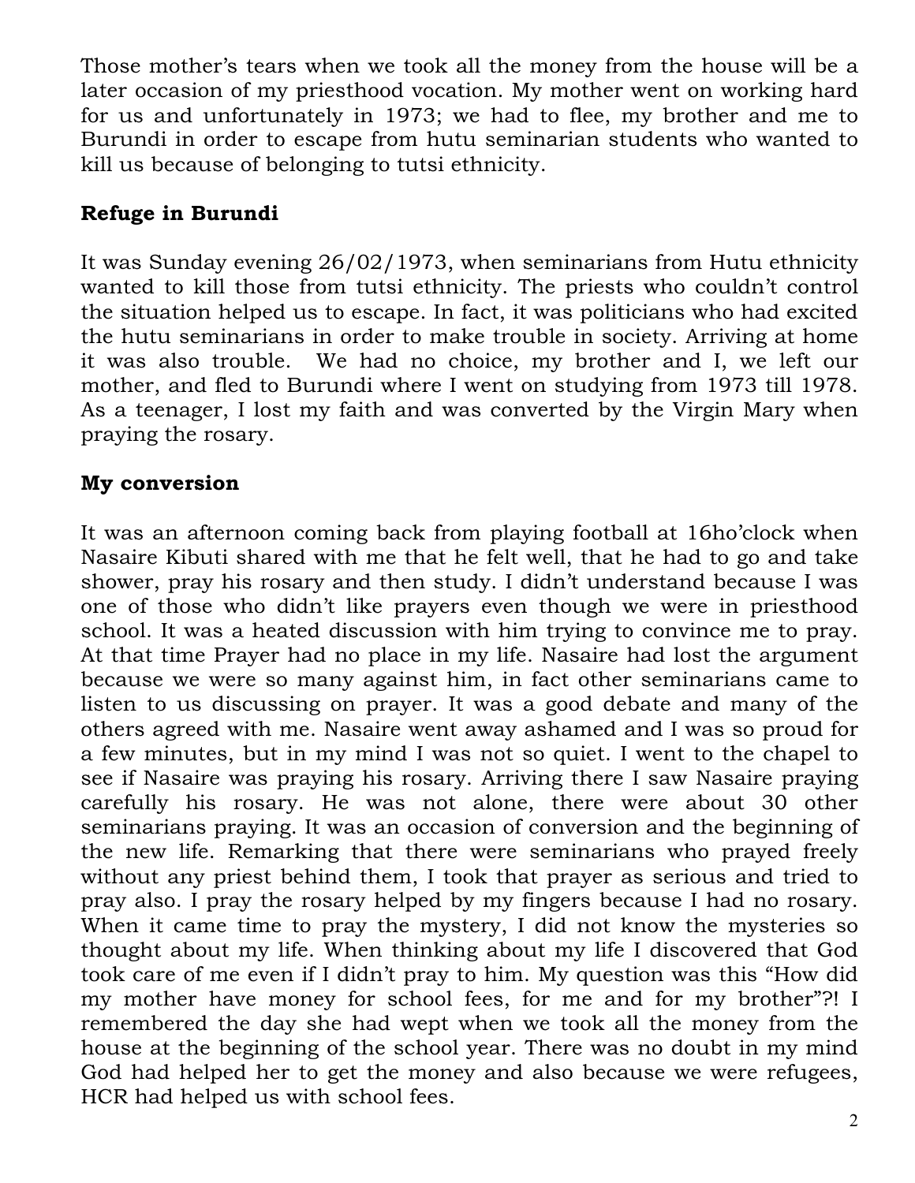Those mother's tears when we took all the money from the house will be a later occasion of my priesthood vocation. My mother went on working hard for us and unfortunately in 1973; we had to flee, my brother and me to Burundi in order to escape from hutu seminarian students who wanted to kill us because of belonging to tutsi ethnicity.

## Refuge in Burundi

It was Sunday evening 26/02/1973, when seminarians from Hutu ethnicity wanted to kill those from tutsi ethnicity. The priests who couldn't control the situation helped us to escape. In fact, it was politicians who had excited the hutu seminarians in order to make trouble in society. Arriving at home it was also trouble. We had no choice, my brother and I, we left our mother, and fled to Burundi where I went on studying from 1973 till 1978. As a teenager, I lost my faith and was converted by the Virgin Mary when praying the rosary.

## My conversion

It was an afternoon coming back from playing football at 16ho'clock when Nasaire Kibuti shared with me that he felt well, that he had to go and take shower, pray his rosary and then study. I didn't understand because I was one of those who didn't like prayers even though we were in priesthood school. It was a heated discussion with him trying to convince me to pray. At that time Prayer had no place in my life. Nasaire had lost the argument because we were so many against him, in fact other seminarians came to listen to us discussing on prayer. It was a good debate and many of the others agreed with me. Nasaire went away ashamed and I was so proud for a few minutes, but in my mind I was not so quiet. I went to the chapel to see if Nasaire was praying his rosary. Arriving there I saw Nasaire praying carefully his rosary. He was not alone, there were about 30 other seminarians praying. It was an occasion of conversion and the beginning of the new life. Remarking that there were seminarians who prayed freely without any priest behind them, I took that prayer as serious and tried to pray also. I pray the rosary helped by my fingers because I had no rosary. When it came time to pray the mystery, I did not know the mysteries so thought about my life. When thinking about my life I discovered that God took care of me even if I didn't pray to him. My question was this "How did my mother have money for school fees, for me and for my brother"?! I remembered the day she had wept when we took all the money from the house at the beginning of the school year. There was no doubt in my mind God had helped her to get the money and also because we were refugees, HCR had helped us with school fees.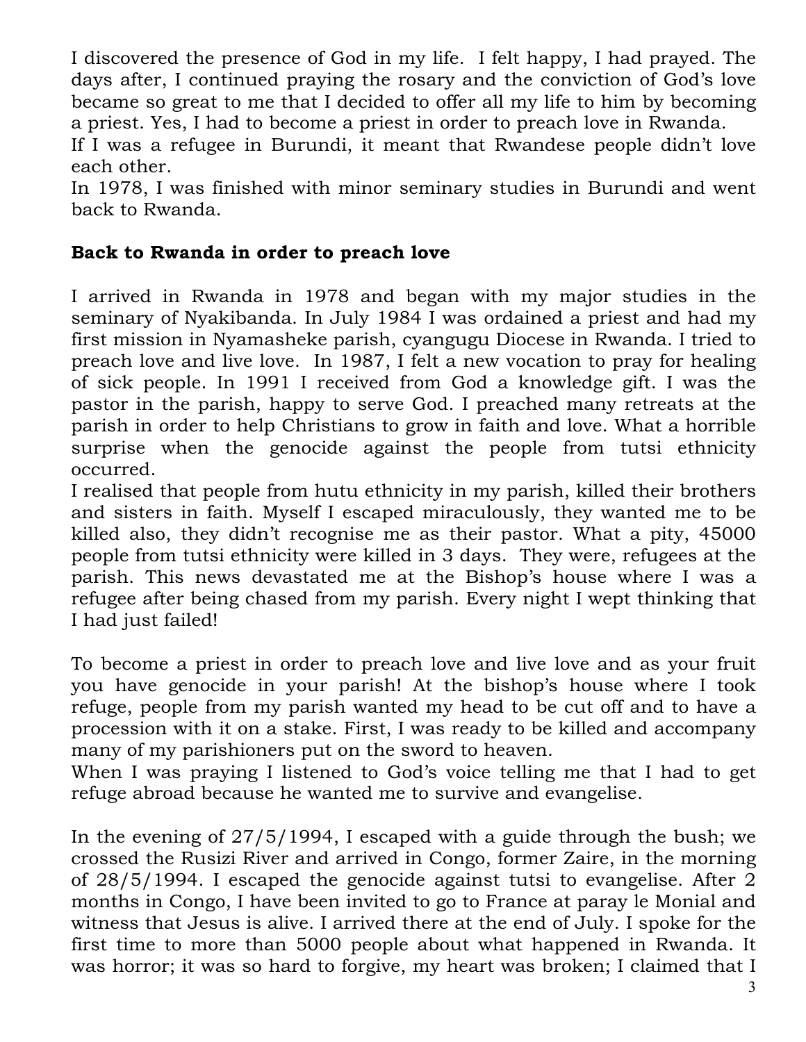I discovered the presence of God in my life. I felt happy, I had prayed. The days after, I continued praying the rosary and the conviction of God's love became so great to me that I decided to offer all my life to him by becoming a priest. Yes, I had to become a priest in order to preach love in Rwanda.
If I was a refugee in Burundi, it meant that Rwandese people didn't love each other.
In 1978, I was finished with minor seminary studies in Burundi and went back to Rwanda.

**Back to Rwanda in order to preach love**

I arrived in Rwanda in 1978 and began with my major studies in the seminary of Nyakibanda. In July 1984 I was ordained a priest and had my first mission in Nyamasheke parish, cyangugu Diocese in Rwanda. I tried to preach love and live love. In 1987, I felt a new vocation to pray for healing of sick people. In 1991 I received from God a knowledge gift. I was the pastor in the parish, happy to serve God. I preached many retreats at the parish in order to help Christians to grow in faith and love. What a horrible surprise when the genocide against the people from tutsi ethnicity occurred.
I realised that people from hutu ethnicity in my parish, killed their brothers and sisters in faith. Myself I escaped miraculously, they wanted me to be killed also, they didn't recognise me as their pastor. What a pity, 45000 people from tutsi ethnicity were killed in 3 days. They were, refugees at the parish. This news devastated me at the Bishop's house where I was a refugee after being chased from my parish. Every night I wept thinking that I had just failed!

To become a priest in order to preach love and live love and as your fruit you have genocide in your parish! At the bishop's house where I took refuge, people from my parish wanted my head to be cut off and to have a procession with it on a stake. First, I was ready to be killed and accompany many of my parishioners put on the sword to heaven.
When I was praying I listened to God's voice telling me that I had to get refuge abroad because he wanted me to survive and evangelise.

In the evening of 27/5/1994, I escaped with a guide through the bush; we crossed the Rusizi River and arrived in Congo, former Zaire, in the morning of 28/5/1994. I escaped the genocide against tutsi to evangelise. After 2 months in Congo, I have been invited to go to France at paray le Monial and witness that Jesus is alive. I arrived there at the end of July. I spoke for the first time to more than 5000 people about what happened in Rwanda. It was horror; it was so hard to forgive, my heart was broken; I claimed that I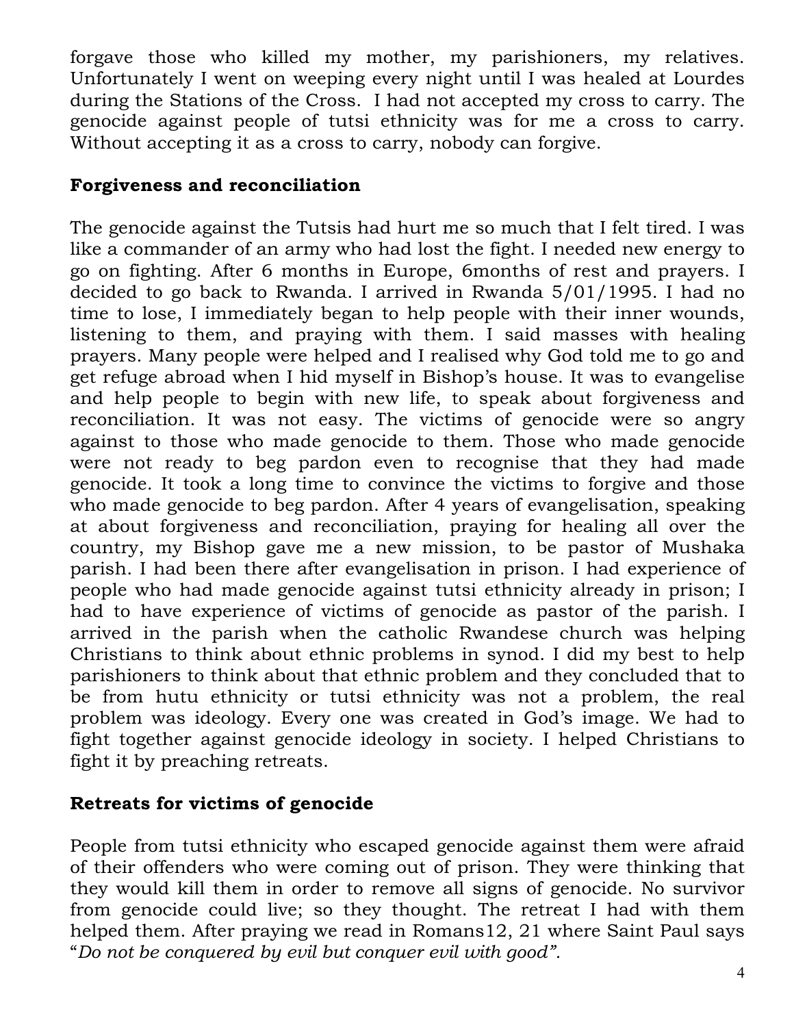forgave those who killed my mother, my parishioners, my relatives. Unfortunately I went on weeping every night until I was healed at Lourdes during the Stations of the Cross. I had not accepted my cross to carry. The genocide against people of tutsi ethnicity was for me a cross to carry. Without accepting it as a cross to carry, nobody can forgive.

## Forgiveness and reconciliation

The genocide against the Tutsis had hurt me so much that I felt tired. I was like a commander of an army who had lost the fight. I needed new energy to go on fighting. After 6 months in Europe, 6months of rest and prayers. I decided to go back to Rwanda. I arrived in Rwanda 5/01/1995. I had no time to lose, I immediately began to help people with their inner wounds, listening to them, and praying with them. I said masses with healing prayers. Many people were helped and I realised why God told me to go and get refuge abroad when I hid myself in Bishop's house. It was to evangelise and help people to begin with new life, to speak about forgiveness and reconciliation. It was not easy. The victims of genocide were so angry against to those who made genocide to them. Those who made genocide were not ready to beg pardon even to recognise that they had made genocide. It took a long time to convince the victims to forgive and those who made genocide to beg pardon. After 4 years of evangelisation, speaking at about forgiveness and reconciliation, praying for healing all over the country, my Bishop gave me a new mission, to be pastor of Mushaka parish. I had been there after evangelisation in prison. I had experience of people who had made genocide against tutsi ethnicity already in prison; I had to have experience of victims of genocide as pastor of the parish. I arrived in the parish when the catholic Rwandese church was helping Christians to think about ethnic problems in synod. I did my best to help parishioners to think about that ethnic problem and they concluded that to be from hutu ethnicity or tutsi ethnicity was not a problem, the real problem was ideology. Every one was created in God's image. We had to fight together against genocide ideology in society. I helped Christians to fight it by preaching retreats.

## Retreats for victims of genocide

People from tutsi ethnicity who escaped genocide against them were afraid of their offenders who were coming out of prison. They were thinking that they would kill them in order to remove all signs of genocide. No survivor from genocide could live; so they thought. The retreat I had with them helped them. After praying we read in Romans12, 21 where Saint Paul says "*Do not be conquered by evil but conquer evil with good".*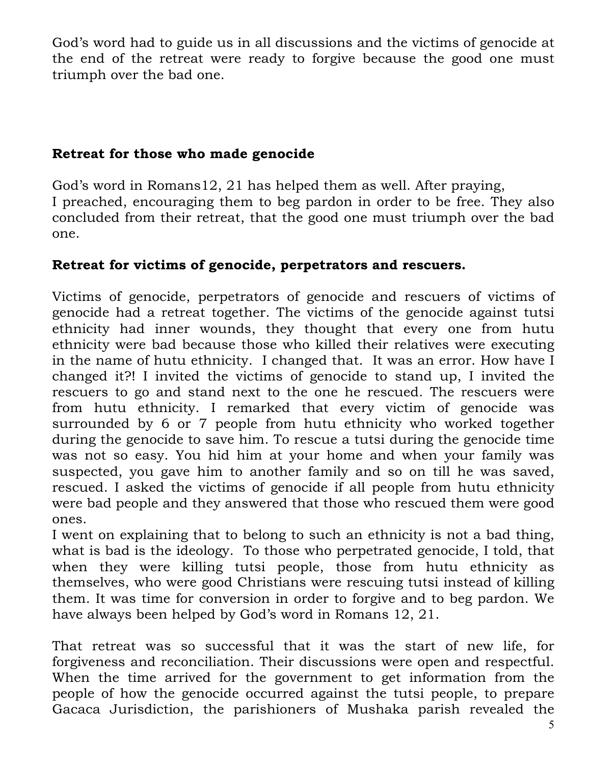God's word had to guide us in all discussions and the victims of genocide at the end of the retreat were ready to forgive because the good one must triumph over the bad one.

**Retreat for those who made genocide**

God's word in Romans12, 21 has helped them as well. After praying,
I preached, encouraging them to beg pardon in order to be free. They also concluded from their retreat, that the good one must triumph over the bad one.

**Retreat for victims of genocide, perpetrators and rescuers.**

Victims of genocide, perpetrators of genocide and rescuers of victims of genocide had a retreat together. The victims of the genocide against tutsi ethnicity had inner wounds, they thought that every one from hutu ethnicity were bad because those who killed their relatives were executing in the name of hutu ethnicity. I changed that. It was an error. How have I changed it?! I invited the victims of genocide to stand up, I invited the rescuers to go and stand next to the one he rescued. The rescuers were from hutu ethnicity. I remarked that every victim of genocide was surrounded by 6 or 7 people from hutu ethnicity who worked together during the genocide to save him. To rescue a tutsi during the genocide time was not so easy. You hid him at your home and when your family was suspected, you gave him to another family and so on till he was saved, rescued. I asked the victims of genocide if all people from hutu ethnicity were bad people and they answered that those who rescued them were good ones.
I went on explaining that to belong to such an ethnicity is not a bad thing, what is bad is the ideology. To those who perpetrated genocide, I told, that when they were killing tutsi people, those from hutu ethnicity as themselves, who were good Christians were rescuing tutsi instead of killing them. It was time for conversion in order to forgive and to beg pardon. We have always been helped by God's word in Romans 12, 21.

That retreat was so successful that it was the start of new life, for forgiveness and reconciliation. Their discussions were open and respectful. When the time arrived for the government to get information from the people of how the genocide occurred against the tutsi people, to prepare Gacaca Jurisdiction, the parishioners of Mushaka parish revealed the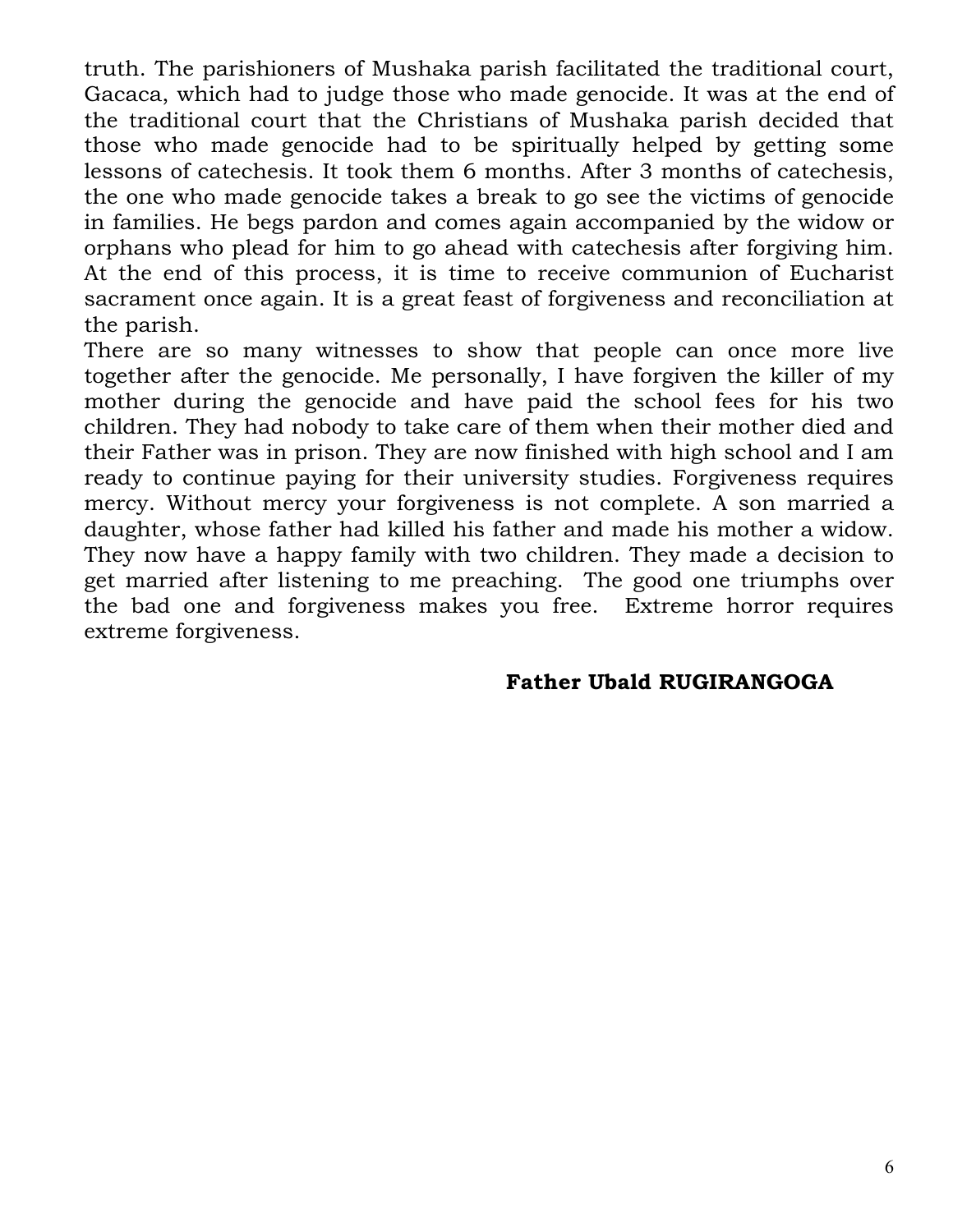truth. The parishioners of Mushaka parish facilitated the traditional court, Gacaca, which had to judge those who made genocide. It was at the end of the traditional court that the Christians of Mushaka parish decided that those who made genocide had to be spiritually helped by getting some lessons of catechesis. It took them 6 months. After 3 months of catechesis, the one who made genocide takes a break to go see the victims of genocide in families. He begs pardon and comes again accompanied by the widow or orphans who plead for him to go ahead with catechesis after forgiving him. At the end of this process, it is time to receive communion of Eucharist sacrament once again. It is a great feast of forgiveness and reconciliation at the parish.

There are so many witnesses to show that people can once more live together after the genocide. Me personally, I have forgiven the killer of my mother during the genocide and have paid the school fees for his two children. They had nobody to take care of them when their mother died and their Father was in prison. They are now finished with high school and I am ready to continue paying for their university studies. Forgiveness requires mercy. Without mercy your forgiveness is not complete. A son married a daughter, whose father had killed his father and made his mother a widow. They now have a happy family with two children. They made a decision to get married after listening to me preaching. The good one triumphs over the bad one and forgiveness makes you free. Extreme horror requires extreme forgiveness.

**Father Ubald RUGIRANGOGA**